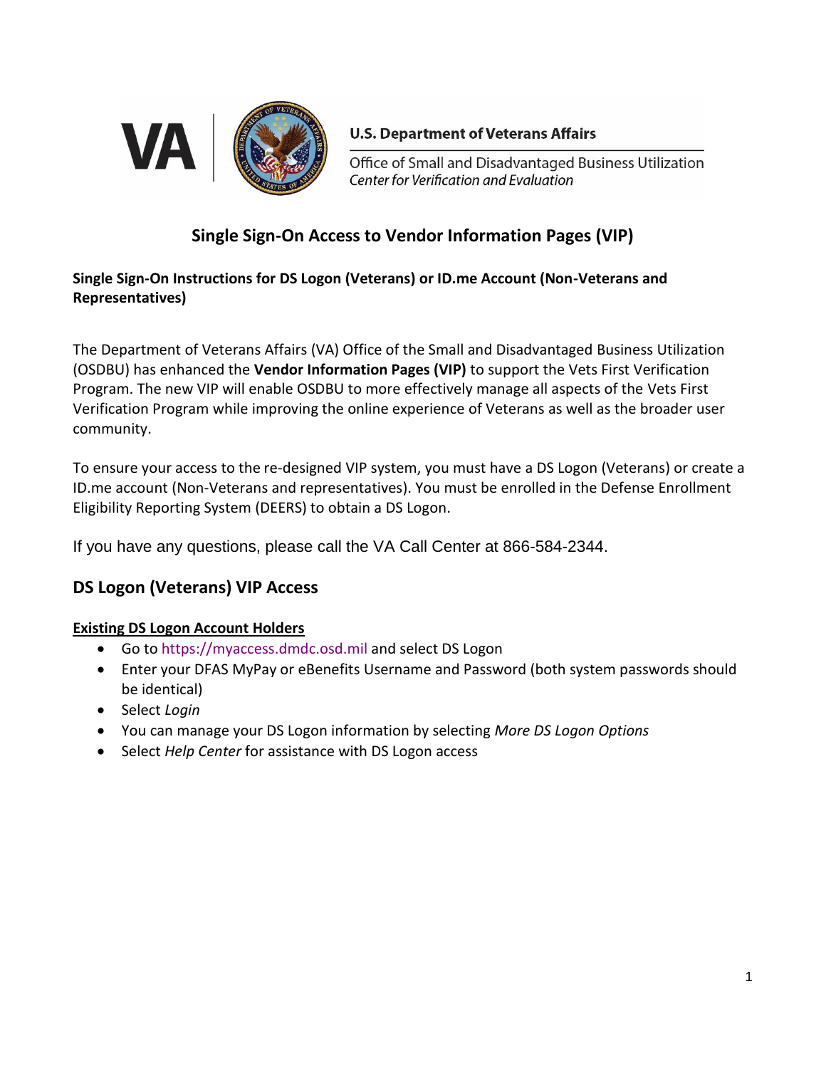U.S. Department of Veterans Affairs

Office of Small and Disadvantaged Business Utilization
*Center for Verification and Evaluation*

# Single Sign-On Access to Vendor Information Pages (VIP)

**Single Sign-On Instructions for DS Logon (Veterans) or ID.me Account (Non-Veterans and Representatives)**

The Department of Veterans Affairs (VA) Office of the Small and Disadvantaged Business Utilization (OSDBU) has enhanced the **Vendor Information Pages (VIP)** to support the Vets First Verification Program. The new VIP will enable OSDBU to more effectively manage all aspects of the Vets First Verification Program while improving the online experience of Veterans as well as the broader user community.

To ensure your access to the re-designed VIP system, you must have a DS Logon (Veterans) or create a ID.me account (Non-Veterans and representatives). You must be enrolled in the Defense Enrollment Eligibility Reporting System (DEERS) to obtain a DS Logon.

If you have any questions, please call the VA Call Center at 866-584-2344.

## DS Logon (Veterans) VIP Access

**Existing DS Logon Account Holders**

- Go to https://myaccess.dmdc.osd.mil and select DS Logon
- Enter your DFAS MyPay or eBenefits Username and Password (both system passwords should be identical)
- Select *Login*
- You can manage your DS Logon information by selecting *More DS Logon Options*
- Select *Help Center* for assistance with DS Logon access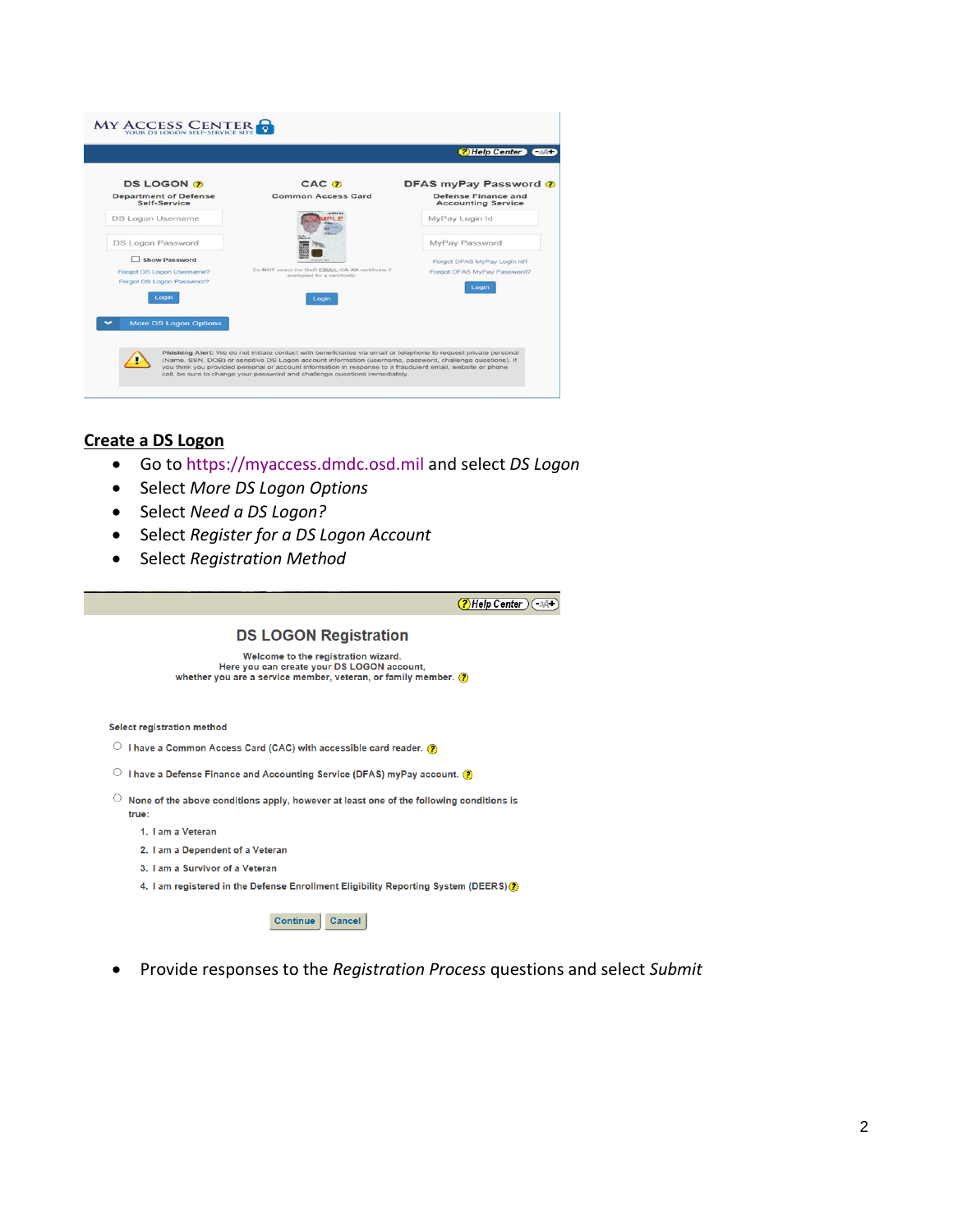## Create a DS Logon

- Go to https://myaccess.dmdc.osd.mil and select *DS Logon*
- Select *More DS Logon Options*
- Select *Need a DS Logon?*
- Select *Register for a DS Logon Account*
- Select *Registration Method*

- Provide responses to the *Registration Process* questions and select *Submit*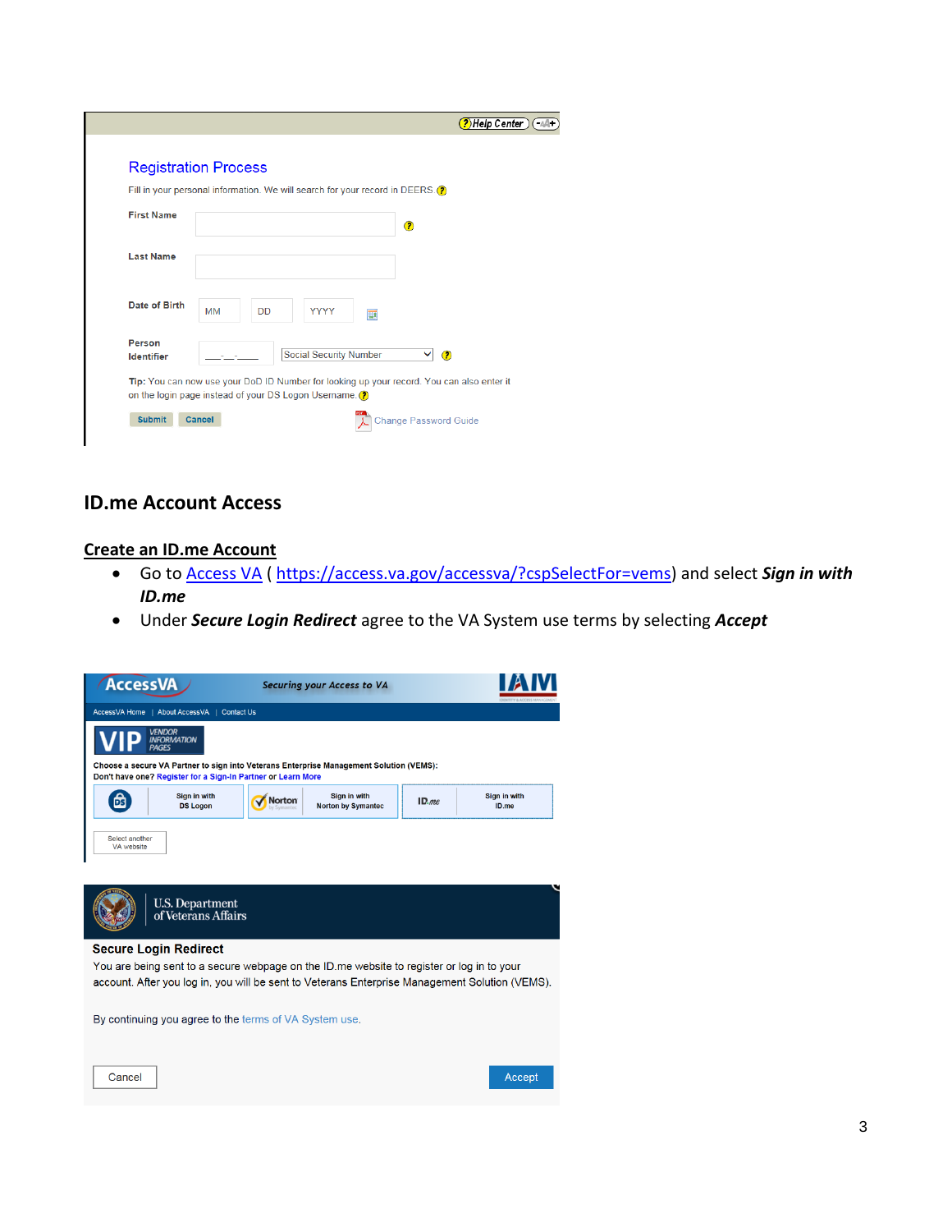Help Center

## Registration Process

Fill in your personal information. We will search for your record in DEERS.

First Name

Last Name

Date of Birth MM DD YYYY

Person Identifier ___-__-____ Social Security Number

Tip: You can now use your DoD ID Number for looking up your record. You can also enter it on the login page instead of your DS Logon Username.

Submit Cancel

Change Password Guide

## ID.me Account Access

### Create an ID.me Account

- Go to Access VA ( https://access.va.gov/accessva/?cspSelectFor=vems) and select ***Sign in with ID.me***
- Under ***Secure Login Redirect*** agree to the VA System use terms by selecting ***Accept***

AccessVA Securing your Access to VA IAM

AccessVA Home | About AccessVA | Contact Us

VIP VENDOR INFORMATION PAGES

Choose a secure VA Partner to sign into Veterans Enterprise Management Solution (VEMS):
Don't have one? Register for a Sign-In Partner or Learn More

Sign in with DS Logon | Sign in with Norton by Symantec | Sign in with ID.me

Select another VA website

U.S. Department of Veterans Affairs

**Secure Login Redirect**

You are being sent to a secure webpage on the ID.me website to register or log in to your account. After you log in, you will be sent to Veterans Enterprise Management Solution (VEMS).

By continuing you agree to the terms of VA System use.

Cancel Accept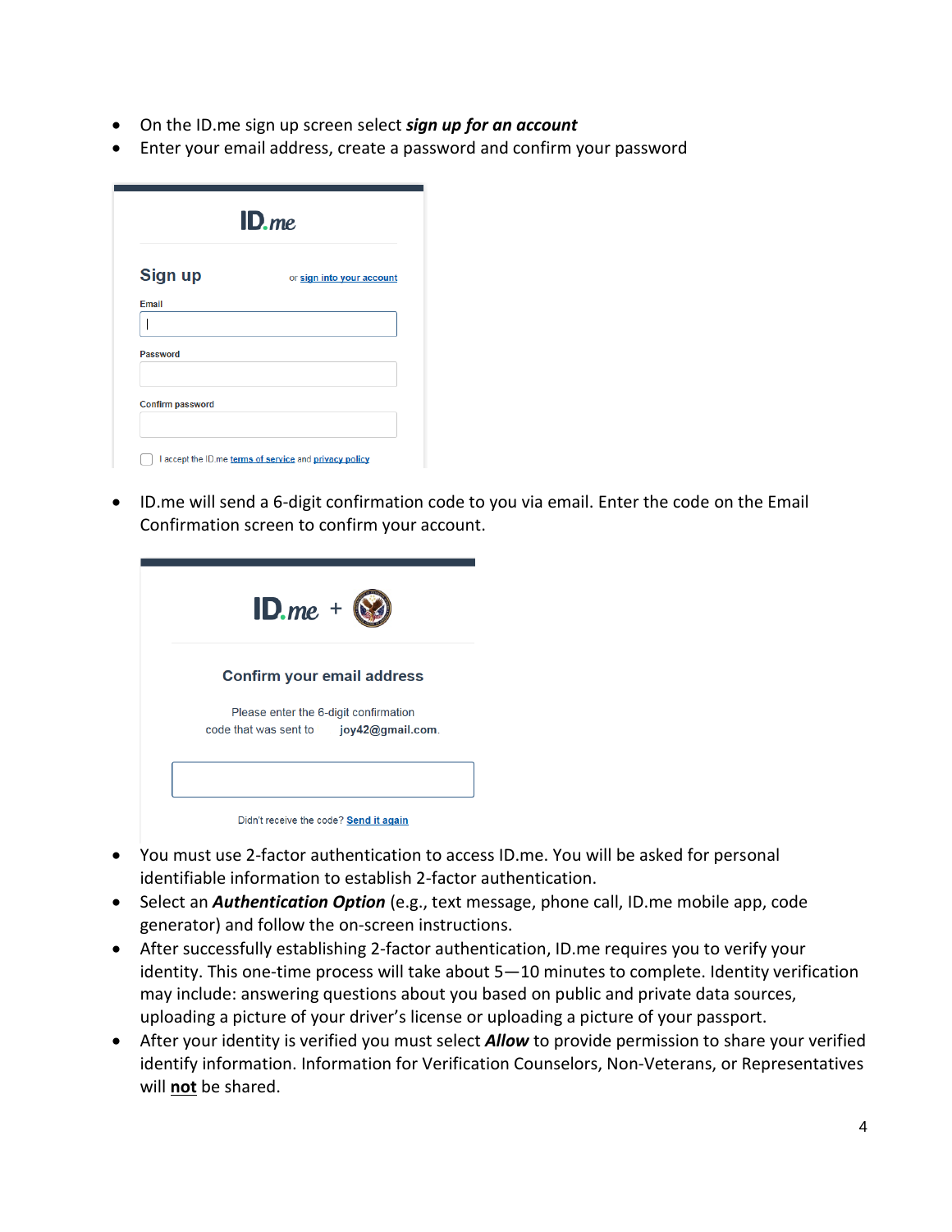- On the ID.me sign up screen select ***sign up for an account***
- Enter your email address, create a password and confirm your password

- ID.me will send a 6-digit confirmation code to you via email. Enter the code on the Email Confirmation screen to confirm your account.

- You must use 2-factor authentication to access ID.me. You will be asked for personal identifiable information to establish 2-factor authentication.
- Select an ***Authentication Option*** (e.g., text message, phone call, ID.me mobile app, code generator) and follow the on-screen instructions.
- After successfully establishing 2-factor authentication, ID.me requires you to verify your identity. This one-time process will take about 5—10 minutes to complete. Identity verification may include: answering questions about you based on public and private data sources, uploading a picture of your driver's license or uploading a picture of your passport.
- After your identity is verified you must select ***Allow*** to provide permission to share your verified identify information. Information for Verification Counselors, Non-Veterans, or Representatives will **not** be shared.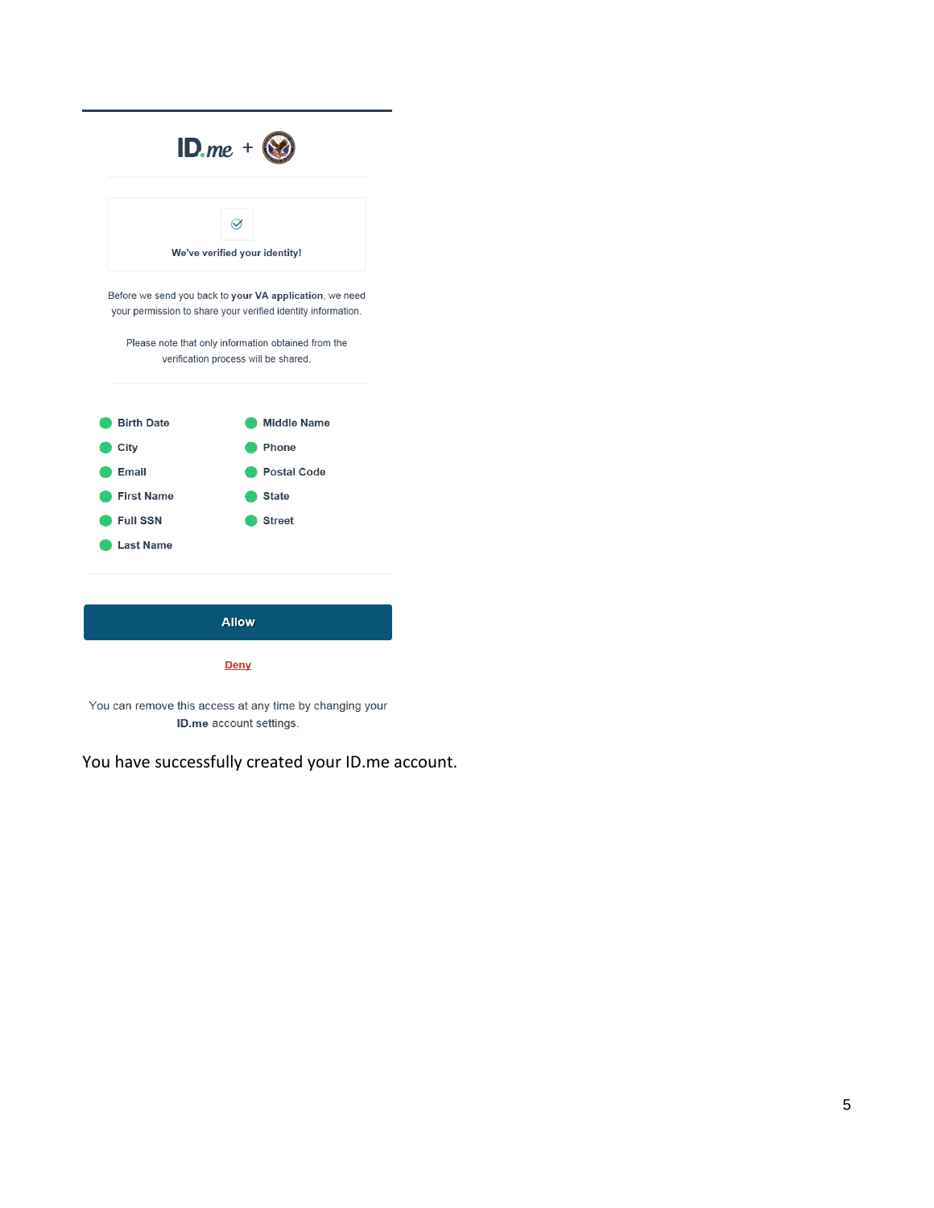ID.me +

We've verified your identity!

Before we send you back to **your VA application**, we need your permission to share your verified identity information.

Please note that only information obtained from the verification process will be shared.

- Birth Date
- City
- Email
- First Name
- Full SSN
- Last Name
- Middle Name
- Phone
- Postal Code
- State
- Street

**Allow**

Deny

You can remove this access at any time by changing your **ID.me** account settings.

You have successfully created your ID.me account.